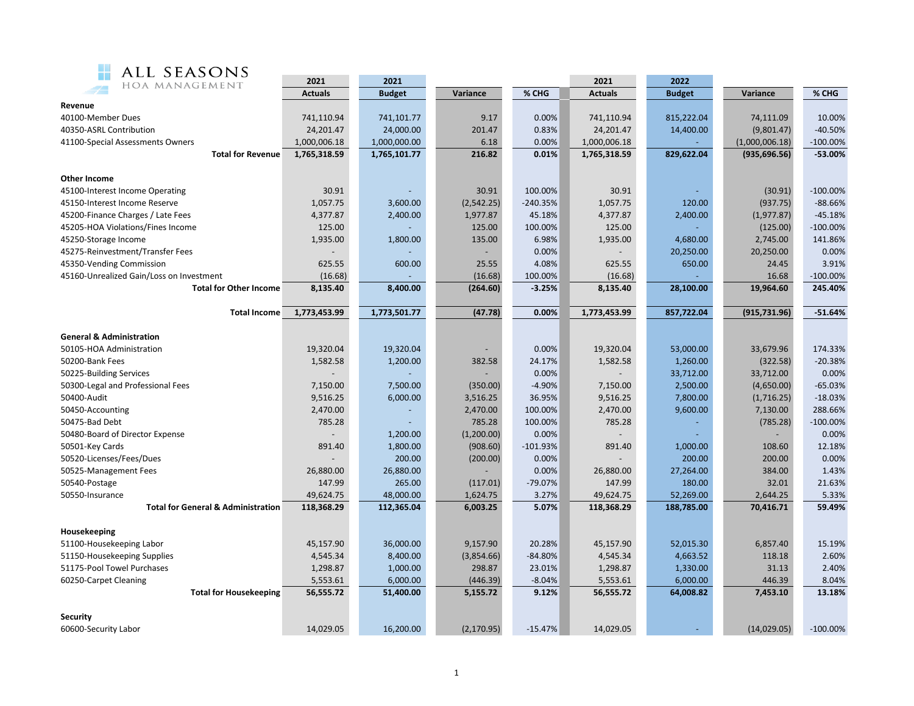ALL SEASONS
HOA MANAGEMENT

| | 2021 Actuals | 2021 Budget | Variance | % CHG | 2021 Actuals | 2022 Budget | Variance | % CHG |
|---|---|---|---|---|---|---|---|---|
| **Revenue** | | | | | | | | |
| 40100-Member Dues | 741,110.94 | 741,101.77 | 9.17 | 0.00% | 741,110.94 | 815,222.04 | 74,111.09 | 10.00% |
| 40350-ASRL Contribution | 24,201.47 | 24,000.00 | 201.47 | 0.83% | 24,201.47 | 14,400.00 | (9,801.47) | -40.50% |
| 41100-Special Assessments Owners | 1,000,006.18 | 1,000,000.00 | 6.18 | 0.00% | 1,000,006.18 | - | (1,000,006.18) | -100.00% |
| **Total for Revenue** | **1,765,318.59** | **1,765,101.77** | **216.82** | **0.01%** | **1,765,318.59** | **829,622.04** | **(935,696.56)** | **-53.00%** |
| **Other Income** | | | | | | | | |
| 45100-Interest Income Operating | 30.91 | - | 30.91 | 100.00% | 30.91 | - | (30.91) | -100.00% |
| 45150-Interest Income Reserve | 1,057.75 | 3,600.00 | (2,542.25) | -240.35% | 1,057.75 | 120.00 | (937.75) | -88.66% |
| 45200-Finance Charges / Late Fees | 4,377.87 | 2,400.00 | 1,977.87 | 45.18% | 4,377.87 | 2,400.00 | (1,977.87) | -45.18% |
| 45205-HOA Violations/Fines Income | 125.00 | - | 125.00 | 100.00% | 125.00 | - | (125.00) | -100.00% |
| 45250-Storage Income | 1,935.00 | 1,800.00 | 135.00 | 6.98% | 1,935.00 | 4,680.00 | 2,745.00 | 141.86% |
| 45275-Reinvestment/Transfer Fees | - | - | - | 0.00% | - | 20,250.00 | 20,250.00 | 0.00% |
| 45350-Vending Commission | 625.55 | 600.00 | 25.55 | 4.08% | 625.55 | 650.00 | 24.45 | 3.91% |
| 45160-Unrealized Gain/Loss on Investment | (16.68) | - | (16.68) | 100.00% | (16.68) | - | 16.68 | -100.00% |
| **Total for Other Income** | **8,135.40** | **8,400.00** | **(264.60)** | **-3.25%** | **8,135.40** | **28,100.00** | **19,964.60** | **245.40%** |
| **Total Income** | **1,773,453.99** | **1,773,501.77** | **(47.78)** | **0.00%** | **1,773,453.99** | **857,722.04** | **(915,731.96)** | **-51.64%** |
| **General & Administration** | | | | | | | | |
| 50105-HOA Administration | 19,320.04 | 19,320.04 | - | 0.00% | 19,320.04 | 53,000.00 | 33,679.96 | 174.33% |
| 50200-Bank Fees | 1,582.58 | 1,200.00 | 382.58 | 24.17% | 1,582.58 | 1,260.00 | (322.58) | -20.38% |
| 50225-Building Services | - | - | - | 0.00% | - | 33,712.00 | 33,712.00 | 0.00% |
| 50300-Legal and Professional Fees | 7,150.00 | 7,500.00 | (350.00) | -4.90% | 7,150.00 | 2,500.00 | (4,650.00) | -65.03% |
| 50400-Audit | 9,516.25 | 6,000.00 | 3,516.25 | 36.95% | 9,516.25 | 7,800.00 | (1,716.25) | -18.03% |
| 50450-Accounting | 2,470.00 | - | 2,470.00 | 100.00% | 2,470.00 | 9,600.00 | 7,130.00 | 288.66% |
| 50475-Bad Debt | 785.28 | - | 785.28 | 100.00% | 785.28 | - | (785.28) | -100.00% |
| 50480-Board of Director Expense | - | 1,200.00 | (1,200.00) | 0.00% | - | - | - | 0.00% |
| 50501-Key Cards | 891.40 | 1,800.00 | (908.60) | -101.93% | 891.40 | 1,000.00 | 108.60 | 12.18% |
| 50520-Licenses/Fees/Dues | - | 200.00 | (200.00) | 0.00% | - | 200.00 | 200.00 | 0.00% |
| 50525-Management Fees | 26,880.00 | 26,880.00 | - | 0.00% | 26,880.00 | 27,264.00 | 384.00 | 1.43% |
| 50540-Postage | 147.99 | 265.00 | (117.01) | -79.07% | 147.99 | 180.00 | 32.01 | 21.63% |
| 50550-Insurance | 49,624.75 | 48,000.00 | 1,624.75 | 3.27% | 49,624.75 | 52,269.00 | 2,644.25 | 5.33% |
| **Total for General & Administration** | **118,368.29** | **112,365.04** | **6,003.25** | **5.07%** | **118,368.29** | **188,785.00** | **70,416.71** | **59.49%** |
| **Housekeeping** | | | | | | | | |
| 51100-Housekeeping Labor | 45,157.90 | 36,000.00 | 9,157.90 | 20.28% | 45,157.90 | 52,015.30 | 6,857.40 | 15.19% |
| 51150-Housekeeping Supplies | 4,545.34 | 8,400.00 | (3,854.66) | -84.80% | 4,545.34 | 4,663.52 | 118.18 | 2.60% |
| 51175-Pool Towel Purchases | 1,298.87 | 1,000.00 | 298.87 | 23.01% | 1,298.87 | 1,330.00 | 31.13 | 2.40% |
| 60250-Carpet Cleaning | 5,553.61 | 6,000.00 | (446.39) | -8.04% | 5,553.61 | 6,000.00 | 446.39 | 8.04% |
| **Total for Housekeeping** | **56,555.72** | **51,400.00** | **5,155.72** | **9.12%** | **56,555.72** | **64,008.82** | **7,453.10** | **13.18%** |
| **Security** | | | | | | | | |
| 60600-Security Labor | 14,029.05 | 16,200.00 | (2,170.95) | -15.47% | 14,029.05 | - | (14,029.05) | -100.00% |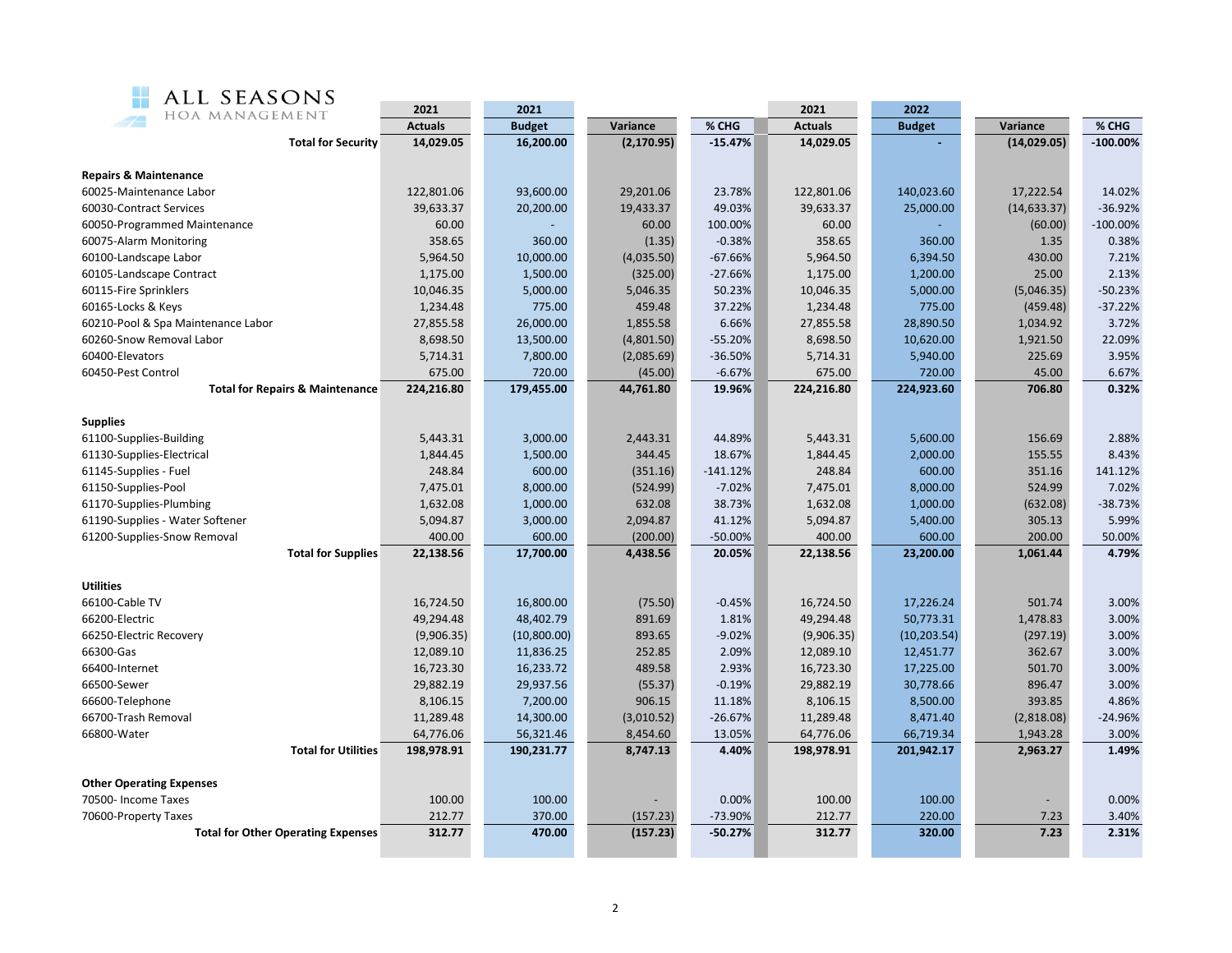| | 2021 Actuals | 2021 Budget | Variance | % CHG | 2021 Actuals | 2022 Budget | Variance | % CHG |
|---|---|---|---|---|---|---|---|---|
| **Total for Security** | **14,029.05** | **16,200.00** | **(2,170.95)** | **-15.47%** | **14,029.05** | **-** | **(14,029.05)** | **-100.00%** |
| **Repairs & Maintenance** | | | | | | | | |
| 60025-Maintenance Labor | 122,801.06 | 93,600.00 | 29,201.06 | 23.78% | 122,801.06 | 140,023.60 | 17,222.54 | 14.02% |
| 60030-Contract Services | 39,633.37 | 20,200.00 | 19,433.37 | 49.03% | 39,633.37 | 25,000.00 | (14,633.37) | -36.92% |
| 60050-Programmed Maintenance | 60.00 | - | 60.00 | 100.00% | 60.00 | - | (60.00) | -100.00% |
| 60075-Alarm Monitoring | 358.65 | 360.00 | (1.35) | -0.38% | 358.65 | 360.00 | 1.35 | 0.38% |
| 60100-Landscape Labor | 5,964.50 | 10,000.00 | (4,035.50) | -67.66% | 5,964.50 | 6,394.50 | 430.00 | 7.21% |
| 60105-Landscape Contract | 1,175.00 | 1,500.00 | (325.00) | -27.66% | 1,175.00 | 1,200.00 | 25.00 | 2.13% |
| 60115-Fire Sprinklers | 10,046.35 | 5,000.00 | 5,046.35 | 50.23% | 10,046.35 | 5,000.00 | (5,046.35) | -50.23% |
| 60165-Locks & Keys | 1,234.48 | 775.00 | 459.48 | 37.22% | 1,234.48 | 775.00 | (459.48) | -37.22% |
| 60210-Pool & Spa Maintenance Labor | 27,855.58 | 26,000.00 | 1,855.58 | 6.66% | 27,855.58 | 28,890.50 | 1,034.92 | 3.72% |
| 60260-Snow Removal Labor | 8,698.50 | 13,500.00 | (4,801.50) | -55.20% | 8,698.50 | 10,620.00 | 1,921.50 | 22.09% |
| 60400-Elevators | 5,714.31 | 7,800.00 | (2,085.69) | -36.50% | 5,714.31 | 5,940.00 | 225.69 | 3.95% |
| 60450-Pest Control | 675.00 | 720.00 | (45.00) | -6.67% | 675.00 | 720.00 | 45.00 | 6.67% |
| **Total for Repairs & Maintenance** | **224,216.80** | **179,455.00** | **44,761.80** | **19.96%** | **224,216.80** | **224,923.60** | **706.80** | **0.32%** |
| **Supplies** | | | | | | | | |
| 61100-Supplies-Building | 5,443.31 | 3,000.00 | 2,443.31 | 44.89% | 5,443.31 | 5,600.00 | 156.69 | 2.88% |
| 61130-Supplies-Electrical | 1,844.45 | 1,500.00 | 344.45 | 18.67% | 1,844.45 | 2,000.00 | 155.55 | 8.43% |
| 61145-Supplies - Fuel | 248.84 | 600.00 | (351.16) | -141.12% | 248.84 | 600.00 | 351.16 | 141.12% |
| 61150-Supplies-Pool | 7,475.01 | 8,000.00 | (524.99) | -7.02% | 7,475.01 | 8,000.00 | 524.99 | 7.02% |
| 61170-Supplies-Plumbing | 1,632.08 | 1,000.00 | 632.08 | 38.73% | 1,632.08 | 1,000.00 | (632.08) | -38.73% |
| 61190-Supplies - Water Softener | 5,094.87 | 3,000.00 | 2,094.87 | 41.12% | 5,094.87 | 5,400.00 | 305.13 | 5.99% |
| 61200-Supplies-Snow Removal | 400.00 | 600.00 | (200.00) | -50.00% | 400.00 | 600.00 | 200.00 | 50.00% |
| **Total for Supplies** | **22,138.56** | **17,700.00** | **4,438.56** | **20.05%** | **22,138.56** | **23,200.00** | **1,061.44** | **4.79%** |
| **Utilities** | | | | | | | | |
| 66100-Cable TV | 16,724.50 | 16,800.00 | (75.50) | -0.45% | 16,724.50 | 17,226.24 | 501.74 | 3.00% |
| 66200-Electric | 49,294.48 | 48,402.79 | 891.69 | 1.81% | 49,294.48 | 50,773.31 | 1,478.83 | 3.00% |
| 66250-Electric Recovery | (9,906.35) | (10,800.00) | 893.65 | -9.02% | (9,906.35) | (10,203.54) | (297.19) | 3.00% |
| 66300-Gas | 12,089.10 | 11,836.25 | 252.85 | 2.09% | 12,089.10 | 12,451.77 | 362.67 | 3.00% |
| 66400-Internet | 16,723.30 | 16,233.72 | 489.58 | 2.93% | 16,723.30 | 17,225.00 | 501.70 | 3.00% |
| 66500-Sewer | 29,882.19 | 29,937.56 | (55.37) | -0.19% | 29,882.19 | 30,778.66 | 896.47 | 3.00% |
| 66600-Telephone | 8,106.15 | 7,200.00 | 906.15 | 11.18% | 8,106.15 | 8,500.00 | 393.85 | 4.86% |
| 66700-Trash Removal | 11,289.48 | 14,300.00 | (3,010.52) | -26.67% | 11,289.48 | 8,471.40 | (2,818.08) | -24.96% |
| 66800-Water | 64,776.06 | 56,321.46 | 8,454.60 | 13.05% | 64,776.06 | 66,719.34 | 1,943.28 | 3.00% |
| **Total for Utilities** | **198,978.91** | **190,231.77** | **8,747.13** | **4.40%** | **198,978.91** | **201,942.17** | **2,963.27** | **1.49%** |
| **Other Operating Expenses** | | | | | | | | |
| 70500- Income Taxes | 100.00 | 100.00 | - | 0.00% | 100.00 | 100.00 | - | 0.00% |
| 70600-Property Taxes | 212.77 | 370.00 | (157.23) | -73.90% | 212.77 | 220.00 | 7.23 | 3.40% |
| **Total for Other Operating Expenses** | **312.77** | **470.00** | **(157.23)** | **-50.27%** | **312.77** | **320.00** | **7.23** | **2.31%** |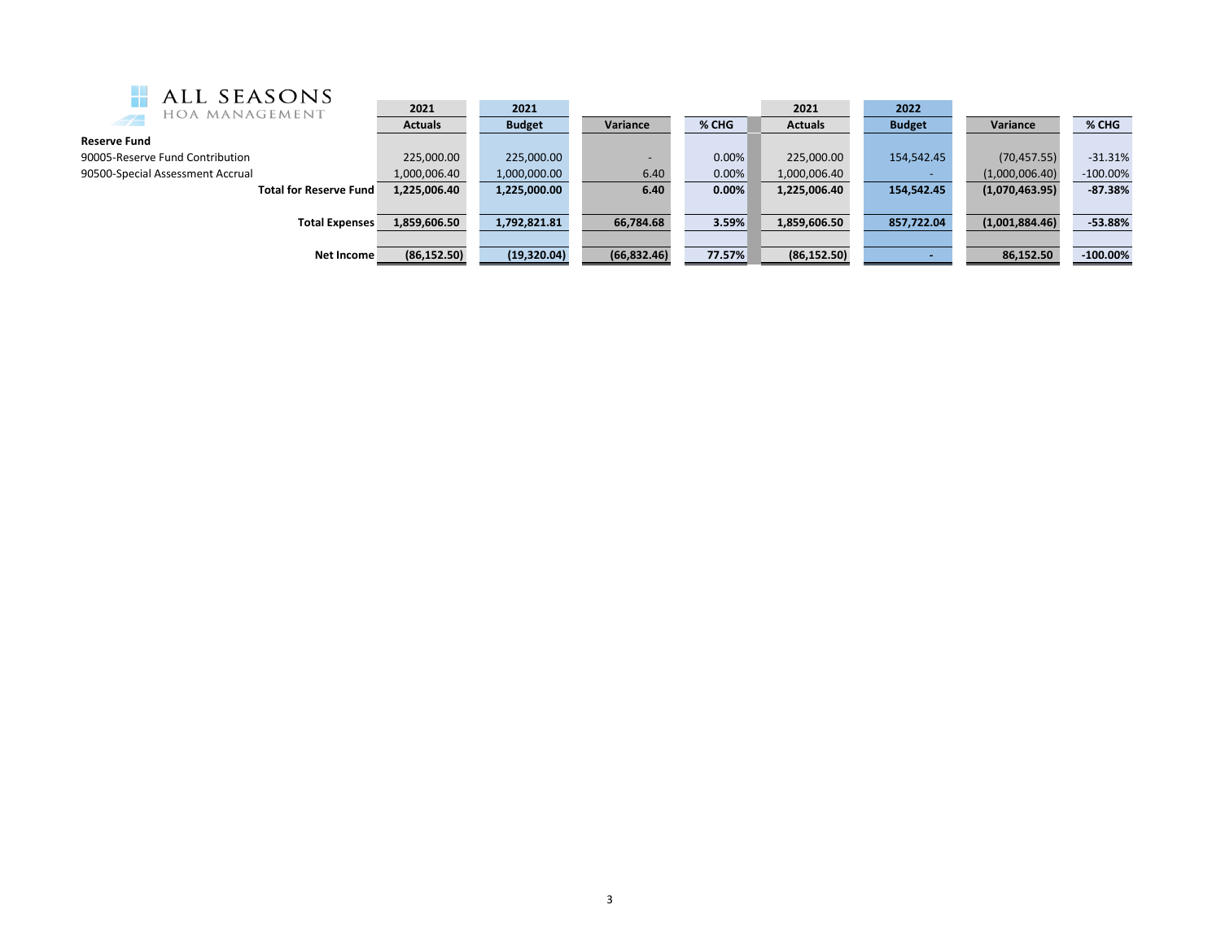ALL SEASONS
HOA MANAGEMENT

| | 2021 Actuals | 2021 Budget | Variance | % CHG | 2021 Actuals | 2022 Budget | Variance | % CHG |
|---|---|---|---|---|---|---|---|---|
| **Reserve Fund** | | | | | | | | |
| 90005-Reserve Fund Contribution | 225,000.00 | 225,000.00 | - | 0.00% | 225,000.00 | 154,542.45 | (70,457.55) | -31.31% |
| 90500-Special Assessment Accrual | 1,000,006.40 | 1,000,000.00 | 6.40 | 0.00% | 1,000,006.40 | - | (1,000,006.40) | -100.00% |
| **Total for Reserve Fund** | **1,225,006.40** | **1,225,000.00** | **6.40** | **0.00%** | **1,225,006.40** | **154,542.45** | **(1,070,463.95)** | **-87.38%** |
| **Total Expenses** | **1,859,606.50** | **1,792,821.81** | **66,784.68** | **3.59%** | **1,859,606.50** | **857,722.04** | **(1,001,884.46)** | **-53.88%** |
| **Net Income** | **(86,152.50)** | **(19,320.04)** | **(66,832.46)** | **77.57%** | **(86,152.50)** | **-** | **86,152.50** | **-100.00%** |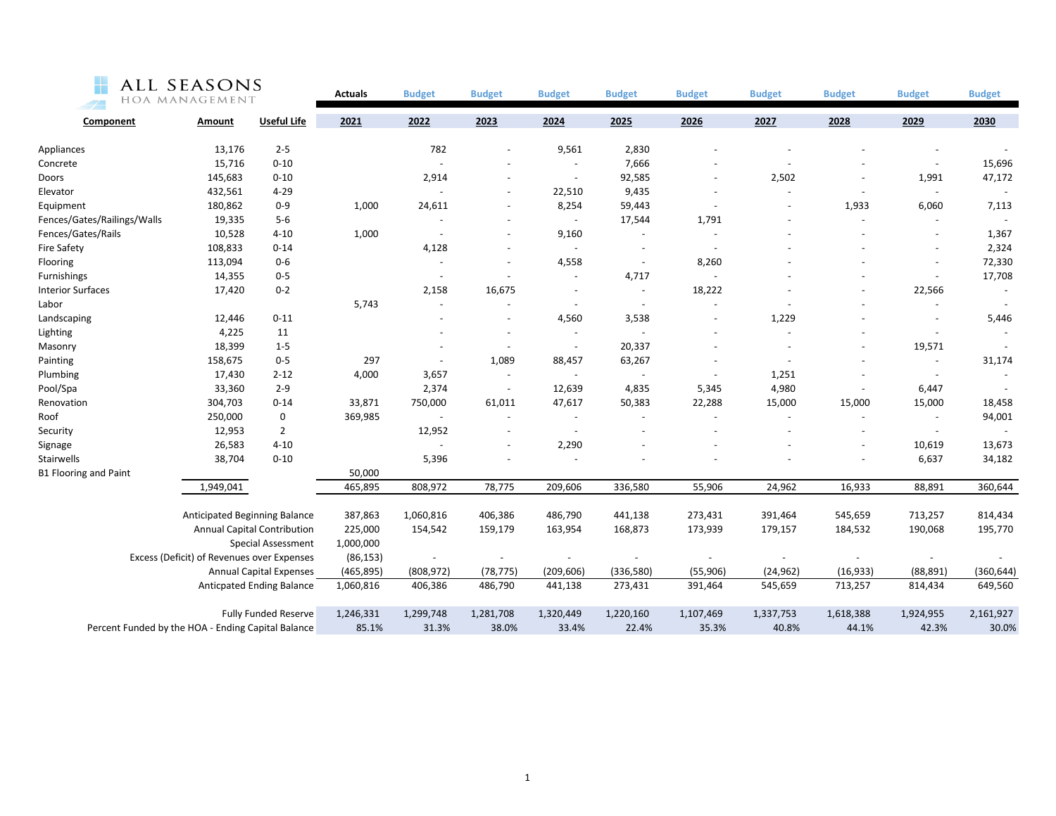ALL SEASONS
HOA MANAGEMENT

| Component | Amount | Useful Life | Actuals 2021 | Budget 2022 | Budget 2023 | Budget 2024 | Budget 2025 | Budget 2026 | Budget 2027 | Budget 2028 | Budget 2029 | Budget 2030 |
|---|---|---|---|---|---|---|---|---|---|---|---|---|
| Appliances | 13,176 | 2-5 | | 782 | - | 9,561 | 2,830 | - | - | - | - | - |
| Concrete | 15,716 | 0-10 | | - | - | - | 7,666 | - | - | - | - | 15,696 |
| Doors | 145,683 | 0-10 | | 2,914 | - | - | 92,585 | - | 2,502 | - | 1,991 | 47,172 |
| Elevator | 432,561 | 4-29 | | - | - | 22,510 | 9,435 | - | - | - | - | - |
| Equipment | 180,862 | 0-9 | 1,000 | 24,611 | - | 8,254 | 59,443 | - | - | 1,933 | 6,060 | 7,113 |
| Fences/Gates/Railings/Walls | 19,335 | 5-6 | | - | - | - | 17,544 | 1,791 | - | - | - | - |
| Fences/Gates/Rails | 10,528 | 4-10 | 1,000 | - | - | 9,160 | - | - | - | - | - | 1,367 |
| Fire Safety | 108,833 | 0-14 | | 4,128 | - | - | - | - | - | - | - | 2,324 |
| Flooring | 113,094 | 0-6 | | - | - | 4,558 | - | 8,260 | - | - | - | 72,330 |
| Furnishings | 14,355 | 0-5 | | - | - | - | 4,717 | - | - | - | - | 17,708 |
| Interior Surfaces | 17,420 | 0-2 | | 2,158 | 16,675 | - | - | 18,222 | - | - | 22,566 | - |
| Labor | | | 5,743 | - | - | - | - | - | - | - | - | - |
| Landscaping | 12,446 | 0-11 | | - | - | 4,560 | 3,538 | - | 1,229 | - | - | 5,446 |
| Lighting | 4,225 | 11 | | - | - | - | - | - | - | - | - | - |
| Masonry | 18,399 | 1-5 | | - | - | - | 20,337 | - | - | - | 19,571 | - |
| Painting | 158,675 | 0-5 | 297 | - | 1,089 | 88,457 | 63,267 | - | - | - | - | 31,174 |
| Plumbing | 17,430 | 2-12 | 4,000 | 3,657 | - | - | - | - | 1,251 | - | - | - |
| Pool/Spa | 33,360 | 2-9 | | 2,374 | - | 12,639 | 4,835 | 5,345 | 4,980 | - | 6,447 | - |
| Renovation | 304,703 | 0-14 | 33,871 | 750,000 | 61,011 | 47,617 | 50,383 | 22,288 | 15,000 | 15,000 | 15,000 | 18,458 |
| Roof | 250,000 | 0 | 369,985 | - | - | - | - | - | - | - | - | 94,001 |
| Security | 12,953 | 2 | | 12,952 | - | - | - | - | - | - | - | - |
| Signage | 26,583 | 4-10 | | - | - | 2,290 | - | - | - | - | 10,619 | 13,673 |
| Stairwells | 38,704 | 0-10 | | 5,396 | - | - | - | - | - | - | 6,637 | 34,182 |
| B1 Flooring and Paint | | | 50,000 | | | | | | | | | |
| | 1,949,041 | | 465,895 | 808,972 | 78,775 | 209,606 | 336,580 | 55,906 | 24,962 | 16,933 | 88,891 | 360,644 |
| | | | | | | | | | | | | |
| Anticipated Beginning Balance | | | 387,863 | 1,060,816 | 406,386 | 486,790 | 441,138 | 273,431 | 391,464 | 545,659 | 713,257 | 814,434 |
| Annual Capital Contribution | | | 225,000 | 154,542 | 159,179 | 163,954 | 168,873 | 173,939 | 179,157 | 184,532 | 190,068 | 195,770 |
| Special Assessment | | | 1,000,000 | | | | | | | | | |
| Excess (Deficit) of Revenues over Expenses | | | (86,153) | - | - | - | - | - | - | - | - | - |
| Annual Capital Expenses | | | (465,895) | (808,972) | (78,775) | (209,606) | (336,580) | (55,906) | (24,962) | (16,933) | (88,891) | (360,644) |
| Anticpated Ending Balance | | | 1,060,816 | 406,386 | 486,790 | 441,138 | 273,431 | 391,464 | 545,659 | 713,257 | 814,434 | 649,560 |
| | | | | | | | | | | | | |
| Fully Funded Reserve | | | 1,246,331 | 1,299,748 | 1,281,708 | 1,320,449 | 1,220,160 | 1,107,469 | 1,337,753 | 1,618,388 | 1,924,955 | 2,161,927 |
| Percent Funded by the HOA - Ending Capital Balance | | | 85.1% | 31.3% | 38.0% | 33.4% | 22.4% | 35.3% | 40.8% | 44.1% | 42.3% | 30.0% |